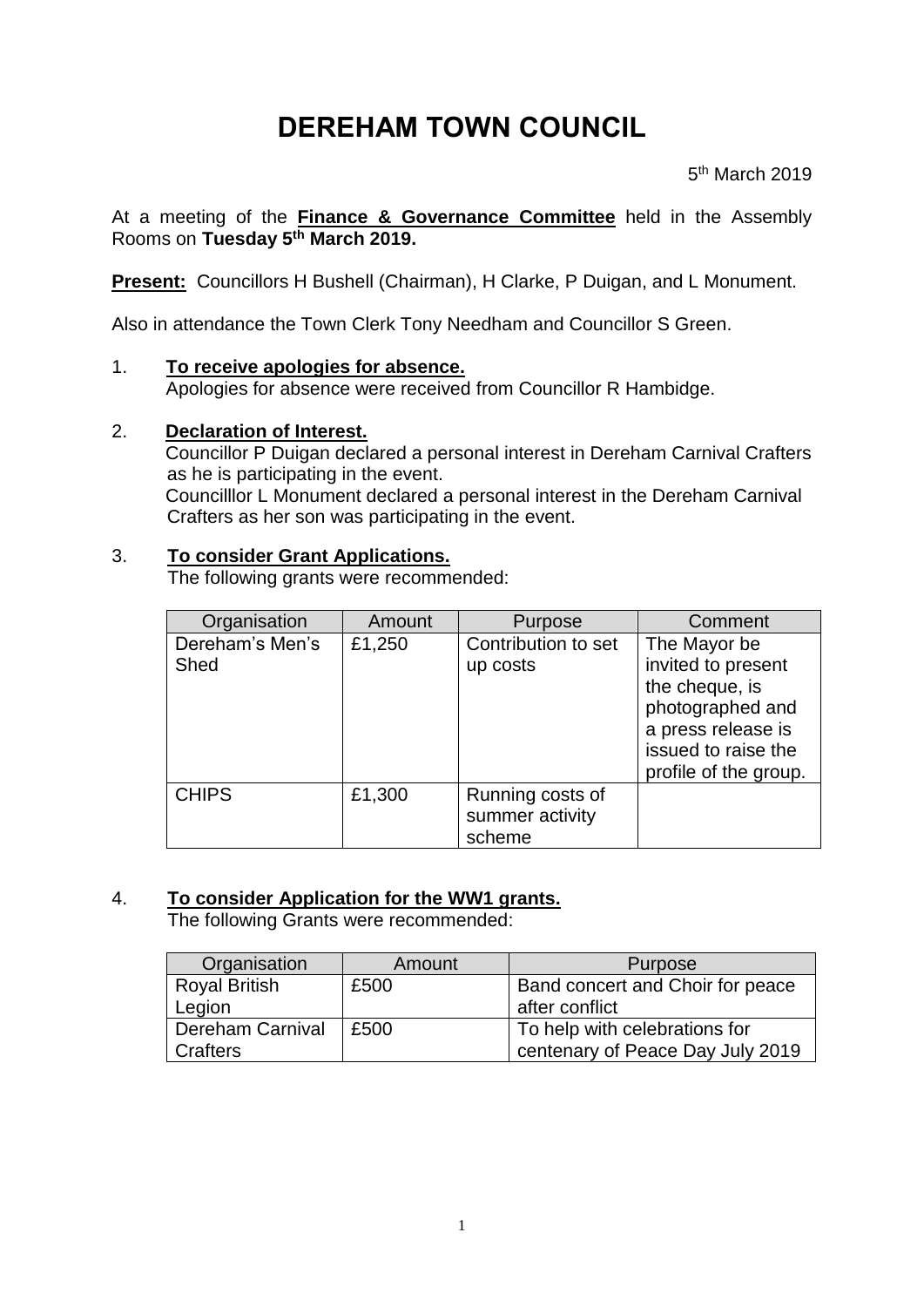# DEREHAM TOWN COUNCIL

5th March 2019

At a meeting of the **Finance & Governance Committee** held in the Assembly Rooms on **Tuesday 5th March 2019.**

**Present:** Councillors H Bushell (Chairman), H Clarke, P Duigan, and L Monument.

Also in attendance the Town Clerk Tony Needham and Councillor S Green.

1. **To receive apologies for absence.**
   Apologies for absence were received from Councillor R Hambidge.

2. **Declaration of Interest.**
   Councillor P Duigan declared a personal interest in Dereham Carnival Crafters as he is participating in the event.
   Councilllor L Monument declared a personal interest in the Dereham Carnival Crafters as her son was participating in the event.

3. **To consider Grant Applications.**
   The following grants were recommended:

| Organisation | Amount | Purpose | Comment |
|---|---|---|---|
| Dereham's Men's Shed | £1,250 | Contribution to set up costs | The Mayor be invited to present the cheque, is photographed and a press release is issued to raise the profile of the group. |
| CHIPS | £1,300 | Running costs of summer activity scheme | |

4. **To consider Application for the WW1 grants.**
   The following Grants were recommended:

| Organisation | Amount | Purpose |
|---|---|---|
| Royal British Legion | £500 | Band concert and Choir for peace after conflict |
| Dereham Carnival Crafters | £500 | To help with celebrations for centenary of Peace Day July 2019 |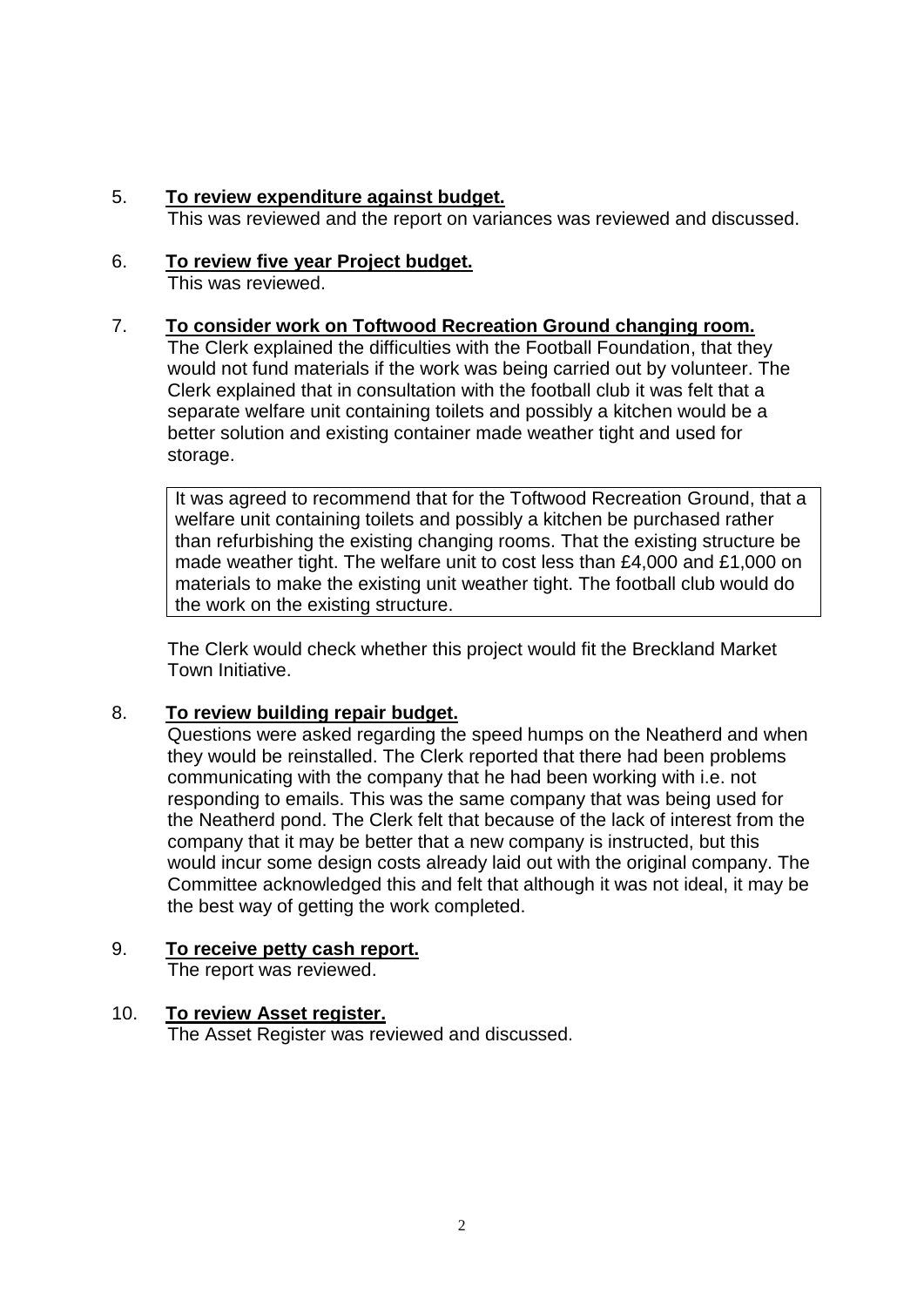5. **To review expenditure against budget.**
   This was reviewed and the report on variances was reviewed and discussed.

6. **To review five year Project budget.**
   This was reviewed.

7. **To consider work on Toftwood Recreation Ground changing room.**
   The Clerk explained the difficulties with the Football Foundation, that they would not fund materials if the work was being carried out by volunteer. The Clerk explained that in consultation with the football club it was felt that a separate welfare unit containing toilets and possibly a kitchen would be a better solution and existing container made weather tight and used for storage.

   > It was agreed to recommend that for the Toftwood Recreation Ground, that a welfare unit containing toilets and possibly a kitchen be purchased rather than refurbishing the existing changing rooms. That the existing structure be made weather tight. The welfare unit to cost less than £4,000 and £1,000 on materials to make the existing unit weather tight. The football club would do the work on the existing structure.

   The Clerk would check whether this project would fit the Breckland Market Town Initiative.

8. **To review building repair budget.**
   Questions were asked regarding the speed humps on the Neatherd and when they would be reinstalled. The Clerk reported that there had been problems communicating with the company that he had been working with i.e. not responding to emails. This was the same company that was being used for the Neatherd pond. The Clerk felt that because of the lack of interest from the company that it may be better that a new company is instructed, but this would incur some design costs already laid out with the original company. The Committee acknowledged this and felt that although it was not ideal, it may be the best way of getting the work completed.

9. **To receive petty cash report.**
   The report was reviewed.

10. **To review Asset register.**
    The Asset Register was reviewed and discussed.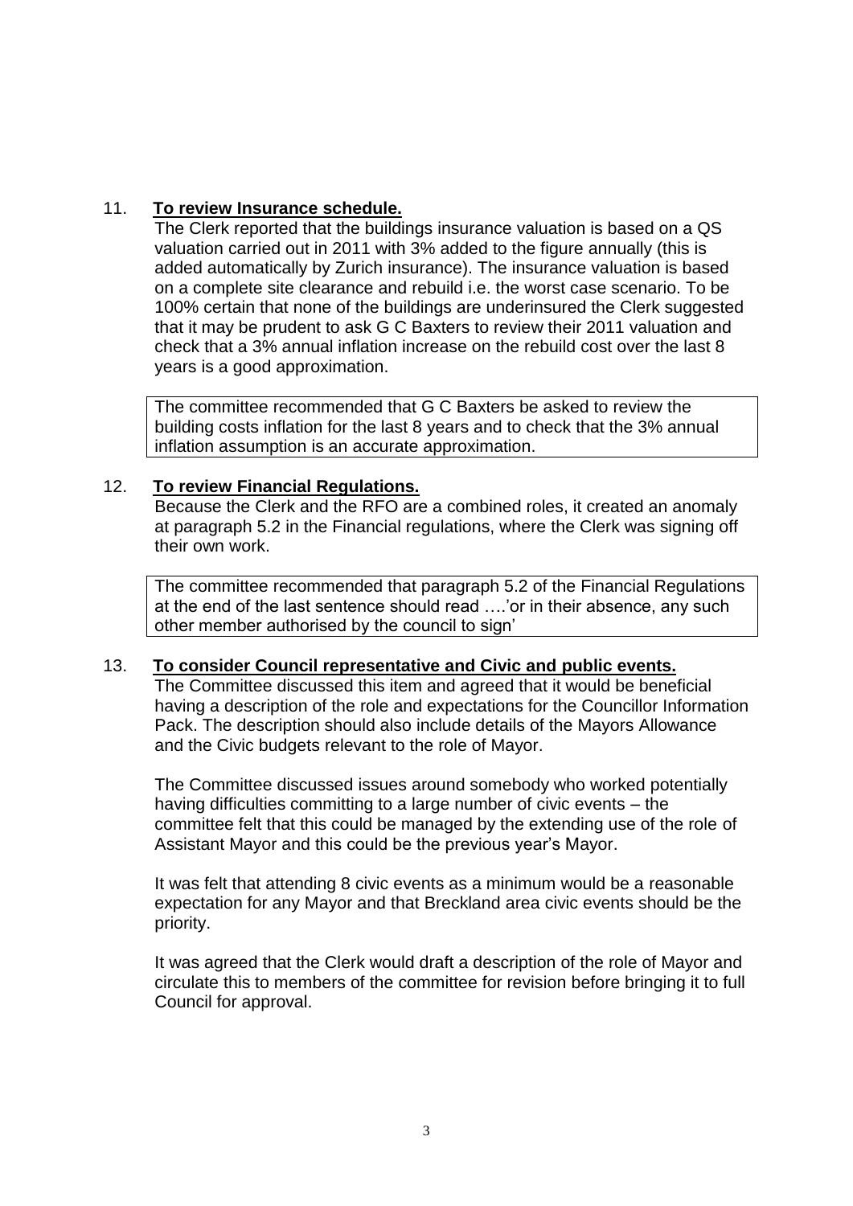11. **To review Insurance schedule.**

The Clerk reported that the buildings insurance valuation is based on a QS valuation carried out in 2011 with 3% added to the figure annually (this is added automatically by Zurich insurance). The insurance valuation is based on a complete site clearance and rebuild i.e. the worst case scenario. To be 100% certain that none of the buildings are underinsured the Clerk suggested that it may be prudent to ask G C Baxters to review their 2011 valuation and check that a 3% annual inflation increase on the rebuild cost over the last 8 years is a good approximation.

> The committee recommended that G C Baxters be asked to review the building costs inflation for the last 8 years and to check that the 3% annual inflation assumption is an accurate approximation.

12. **To review Financial Regulations.**

Because the Clerk and the RFO are a combined roles, it created an anomaly at paragraph 5.2 in the Financial regulations, where the Clerk was signing off their own work.

> The committee recommended that paragraph 5.2 of the Financial Regulations at the end of the last sentence should read ….'or in their absence, any such other member authorised by the council to sign'

13. **To consider Council representative and Civic and public events.**

The Committee discussed this item and agreed that it would be beneficial having a description of the role and expectations for the Councillor Information Pack. The description should also include details of the Mayors Allowance and the Civic budgets relevant to the role of Mayor.

The Committee discussed issues around somebody who worked potentially having difficulties committing to a large number of civic events – the committee felt that this could be managed by the extending use of the role of Assistant Mayor and this could be the previous year's Mayor.

It was felt that attending 8 civic events as a minimum would be a reasonable expectation for any Mayor and that Breckland area civic events should be the priority.

It was agreed that the Clerk would draft a description of the role of Mayor and circulate this to members of the committee for revision before bringing it to full Council for approval.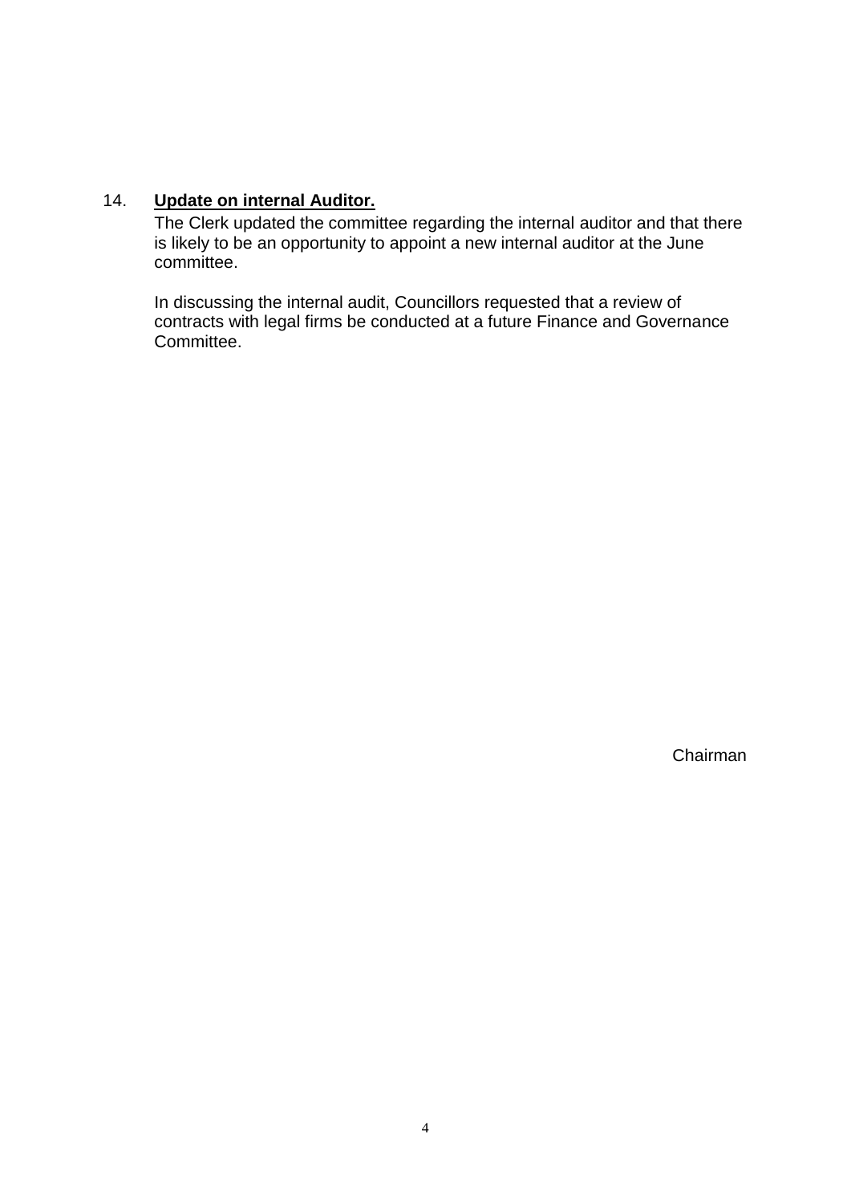14. **Update on internal Auditor.**

The Clerk updated the committee regarding the internal auditor and that there is likely to be an opportunity to appoint a new internal auditor at the June committee.

In discussing the internal audit, Councillors requested that a review of contracts with legal firms be conducted at a future Finance and Governance Committee.

Chairman